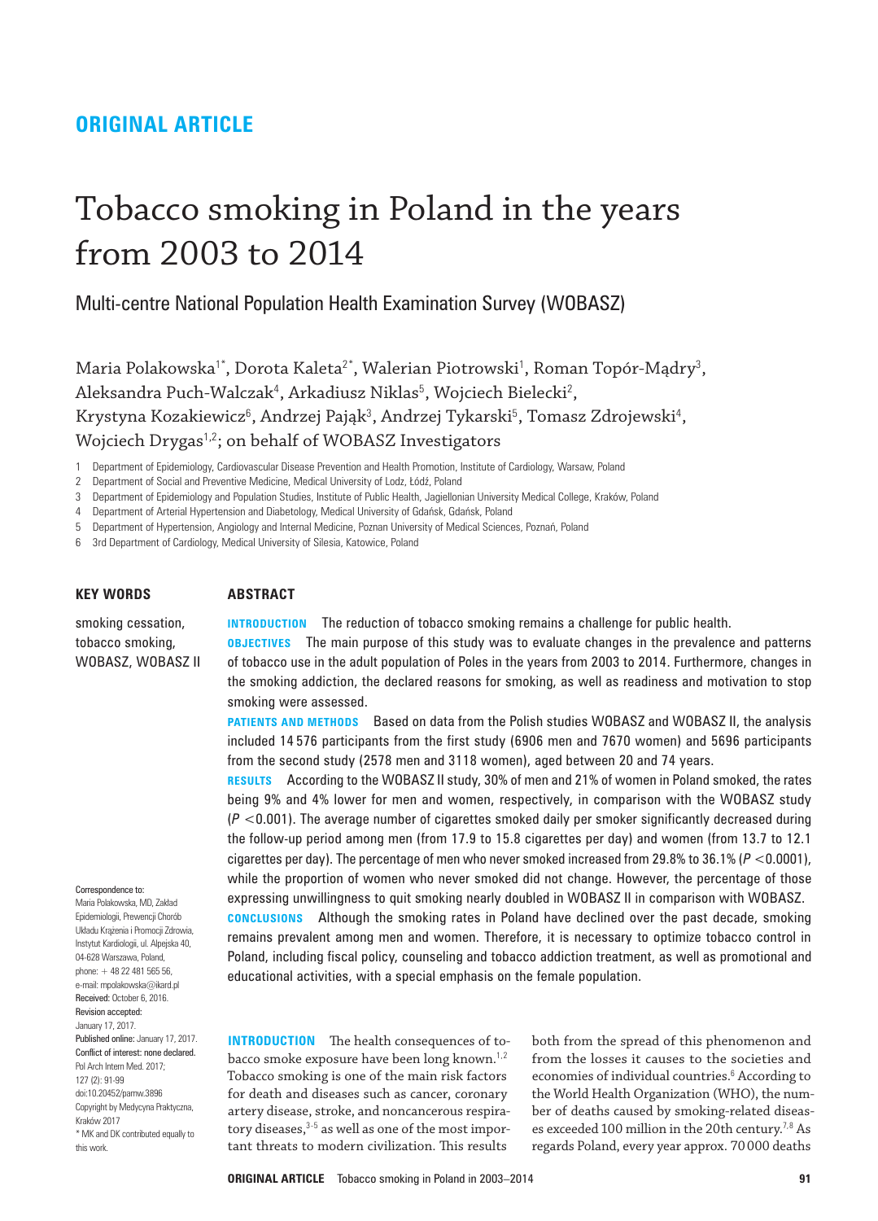**ORIGINAL ARTICLE**

# Tobacco smoking in Poland in the years from 2003 to 2014

## Multi-centre National Population Health Examination Survey (WOBASZ)

Maria Polakowska[1*], Dorota Kaleta[2*], Walerian Piotrowski[1], Roman Topór-Mądry[3], Aleksandra Puch-Walczak[4], Arkadiusz Niklas[5], Wojciech Bielecki[2], Krystyna Kozakiewicz[6], Andrzej Pająk[3], Andrzej Tykarski[5], Tomasz Zdrojewski[4], Wojciech Drygas[1,2]; on behalf of WOBASZ Investigators

1 Department of Epidemiology, Cardiovascular Disease Prevention and Health Promotion, Institute of Cardiology, Warsaw, Poland
2 Department of Social and Preventive Medicine, Medical University of Lodz, Łódź, Poland
3 Department of Epidemiology and Population Studies, Institute of Public Health, Jagiellonian University Medical College, Kraków, Poland
4 Department of Arterial Hypertension and Diabetology, Medical University of Gdańsk, Gdańsk, Poland
5 Department of Hypertension, Angiology and Internal Medicine, Poznan University of Medical Sciences, Poznań, Poland
6 3rd Department of Cardiology, Medical University of Silesia, Katowice, Poland

**KEY WORDS**

smoking cessation, tobacco smoking, WOBASZ, WOBASZ II

**ABSTRACT**

**INTRODUCTION** The reduction of tobacco smoking remains a challenge for public health.

**OBJECTIVES** The main purpose of this study was to evaluate changes in the prevalence and patterns of tobacco use in the adult population of Poles in the years from 2003 to 2014. Furthermore, changes in the smoking addiction, the declared reasons for smoking, as well as readiness and motivation to stop smoking were assessed.

**PATIENTS AND METHODS** Based on data from the Polish studies WOBASZ and WOBASZ II, the analysis included 14 576 participants from the first study (6906 men and 7670 women) and 5696 participants from the second study (2578 men and 3118 women), aged between 20 and 74 years.

**RESULTS** According to the WOBASZ II study, 30% of men and 21% of women in Poland smoked, the rates being 9% and 4% lower for men and women, respectively, in comparison with the WOBASZ study ($P < 0.001$). The average number of cigarettes smoked daily per smoker significantly decreased during the follow-up period among men (from 17.9 to 15.8 cigarettes per day) and women (from 13.7 to 12.1 cigarettes per day). The percentage of men who never smoked increased from 29.8% to 36.1% ($P < 0.0001$), while the proportion of women who never smoked did not change. However, the percentage of those expressing unwillingness to quit smoking nearly doubled in WOBASZ II in comparison with WOBASZ.

**CONCLUSIONS** Although the smoking rates in Poland have declined over the past decade, smoking remains prevalent among men and women. Therefore, it is necessary to optimize tobacco control in Poland, including fiscal policy, counseling and tobacco addiction treatment, as well as promotional and educational activities, with a special emphasis on the female population.

Correspondence to:
Maria Polakowska, MD, Zakład Epidemiologii, Prewencji Chorób Układu Krążenia i Promocji Zdrowia, Instytut Kardiologii, ul. Alpejska 40, 04-628 Warszawa, Poland, phone: + 48 22 481 565 56, e-mail: mpolakowska@ikard.pl
Received: October 6, 2016.
Revision accepted: January 17, 2017.
Published online: January 17, 2017.
Conflict of interest: none declared.
Pol Arch Intern Med. 2017; 127 (2): 91-99
doi:10.20452/pamw.3896
Copyright by Medycyna Praktyczna, Kraków 2017
\* MK and DK contributed equally to this work.

**INTRODUCTION** The health consequences of tobacco smoke exposure have been long known.[1,2] Tobacco smoking is one of the main risk factors for death and diseases such as cancer, coronary artery disease, stroke, and noncancerous respiratory diseases,[3-5] as well as one of the most important threats to modern civilization. This results both from the spread of this phenomenon and from the losses it causes to the societies and economies of individual countries.[6] According to the World Health Organization (WHO), the number of deaths caused by smoking-related diseases exceeded 100 million in the 20th century.[7,8] As regards Poland, every year approx. 70 000 deaths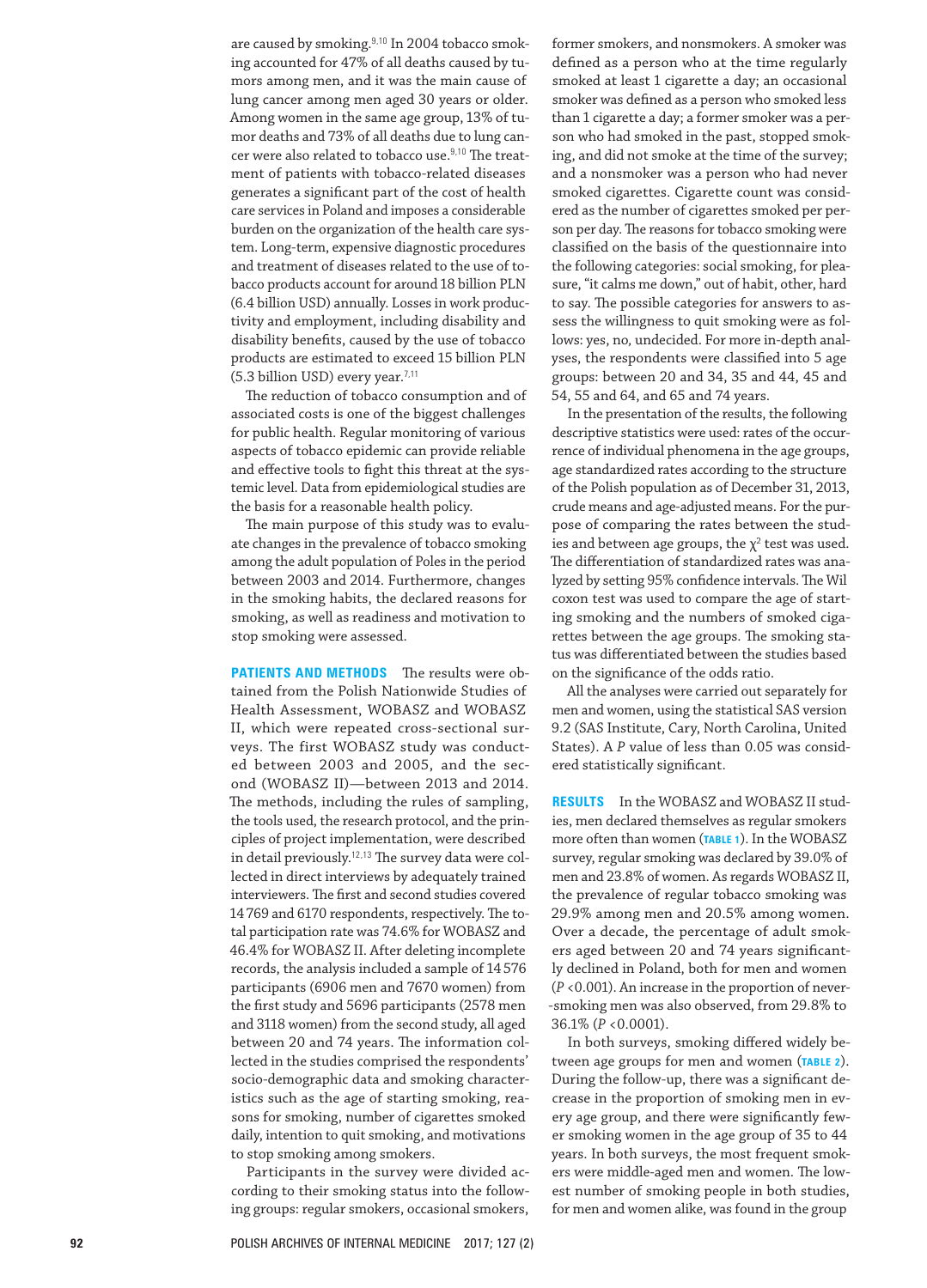are caused by smoking.[9,10] In 2004 tobacco smoking accounted for 47% of all deaths caused by tumors among men, and it was the main cause of lung cancer among men aged 30 years or older. Among women in the same age group, 13% of tumor deaths and 73% of all deaths due to lung cancer were also related to tobacco use.[9,10] The treatment of patients with tobacco-related diseases generates a significant part of the cost of health care services in Poland and imposes a considerable burden on the organization of the health care system. Long-term, expensive diagnostic procedures and treatment of diseases related to the use of tobacco products account for around 18 billion PLN (6.4 billion USD) annually. Losses in work productivity and employment, including disability and disability benefits, caused by the use of tobacco products are estimated to exceed 15 billion PLN (5.3 billion USD) every year.[7,11]

The reduction of tobacco consumption and of associated costs is one of the biggest challenges for public health. Regular monitoring of various aspects of tobacco epidemic can provide reliable and effective tools to fight this threat at the systemic level. Data from epidemiological studies are the basis for a reasonable health policy.

The main purpose of this study was to evaluate changes in the prevalence of tobacco smoking among the adult population of Poles in the period between 2003 and 2014. Furthermore, changes in the smoking habits, the declared reasons for smoking, as well as readiness and motivation to stop smoking were assessed.

## PATIENTS AND METHODS

The results were obtained from the Polish Nationwide Studies of Health Assessment, WOBASZ and WOBASZ II, which were repeated cross-sectional surveys. The first WOBASZ study was conducted between 2003 and 2005, and the second (WOBASZ II)—between 2013 and 2014. The methods, including the rules of sampling, the tools used, the research protocol, and the principles of project implementation, were described in detail previously.[12,13] The survey data were collected in direct interviews by adequately trained interviewers. The first and second studies covered 14 769 and 6170 respondents, respectively. The total participation rate was 74.6% for WOBASZ and 46.4% for WOBASZ II. After deleting incomplete records, the analysis included a sample of 14 576 participants (6906 men and 7670 women) from the first study and 5696 participants (2578 men and 3118 women) from the second study, all aged between 20 and 74 years. The information collected in the studies comprised the respondents' socio-demographic data and smoking characteristics such as the age of starting smoking, reasons for smoking, number of cigarettes smoked daily, intention to quit smoking, and motivations to stop smoking among smokers.

Participants in the survey were divided according to their smoking status into the following groups: regular smokers, occasional smokers, former smokers, and nonsmokers. A smoker was defined as a person who at the time regularly smoked at least 1 cigarette a day; an occasional smoker was defined as a person who smoked less than 1 cigarette a day; a former smoker was a person who had smoked in the past, stopped smoking, and did not smoke at the time of the survey; and a nonsmoker was a person who had never smoked cigarettes. Cigarette count was considered as the number of cigarettes smoked per person per day. The reasons for tobacco smoking were classified on the basis of the questionnaire into the following categories: social smoking, for pleasure, "it calms me down," out of habit, other, hard to say. The possible categories for answers to assess the willingness to quit smoking were as follows: yes, no, undecided. For more in-depth analyses, the respondents were classified into 5 age groups: between 20 and 34, 35 and 44, 45 and 54, 55 and 64, and 65 and 74 years.

In the presentation of the results, the following descriptive statistics were used: rates of the occurrence of individual phenomena in the age groups, age standardized rates according to the structure of the Polish population as of December 31, 2013, crude means and age-adjusted means. For the purpose of comparing the rates between the studies and between age groups, the $\chi^2$ test was used. The differentiation of standardized rates was analyzed by setting 95% confidence intervals. The Wilcoxon test was used to compare the age of starting smoking and the numbers of smoked cigarettes between the age groups. The smoking status was differentiated between the studies based on the significance of the odds ratio.

All the analyses were carried out separately for men and women, using the statistical SAS version 9.2 (SAS Institute, Cary, North Carolina, United States). A $P$ value of less than 0.05 was considered statistically significant.

## RESULTS

In the WOBASZ and WOBASZ II studies, men declared themselves as regular smokers more often than women (TABLE 1). In the WOBASZ survey, regular smoking was declared by 39.0% of men and 23.8% of women. As regards WOBASZ II, the prevalence of regular tobacco smoking was 29.9% among men and 20.5% among women. Over a decade, the percentage of adult smokers aged between 20 and 74 years significantly declined in Poland, both for men and women ($P$ <0.001). An increase in the proportion of never-smoking men was also observed, from 29.8% to 36.1% ($P$ <0.0001).

In both surveys, smoking differed widely between age groups for men and women (TABLE 2). During the follow-up, there was a significant decrease in the proportion of smoking men in every age group, and there were significantly fewer smoking women in the age group of 35 to 44 years. In both surveys, the most frequent smokers were middle-aged men and women. The lowest number of smoking people in both studies, for men and women alike, was found in the group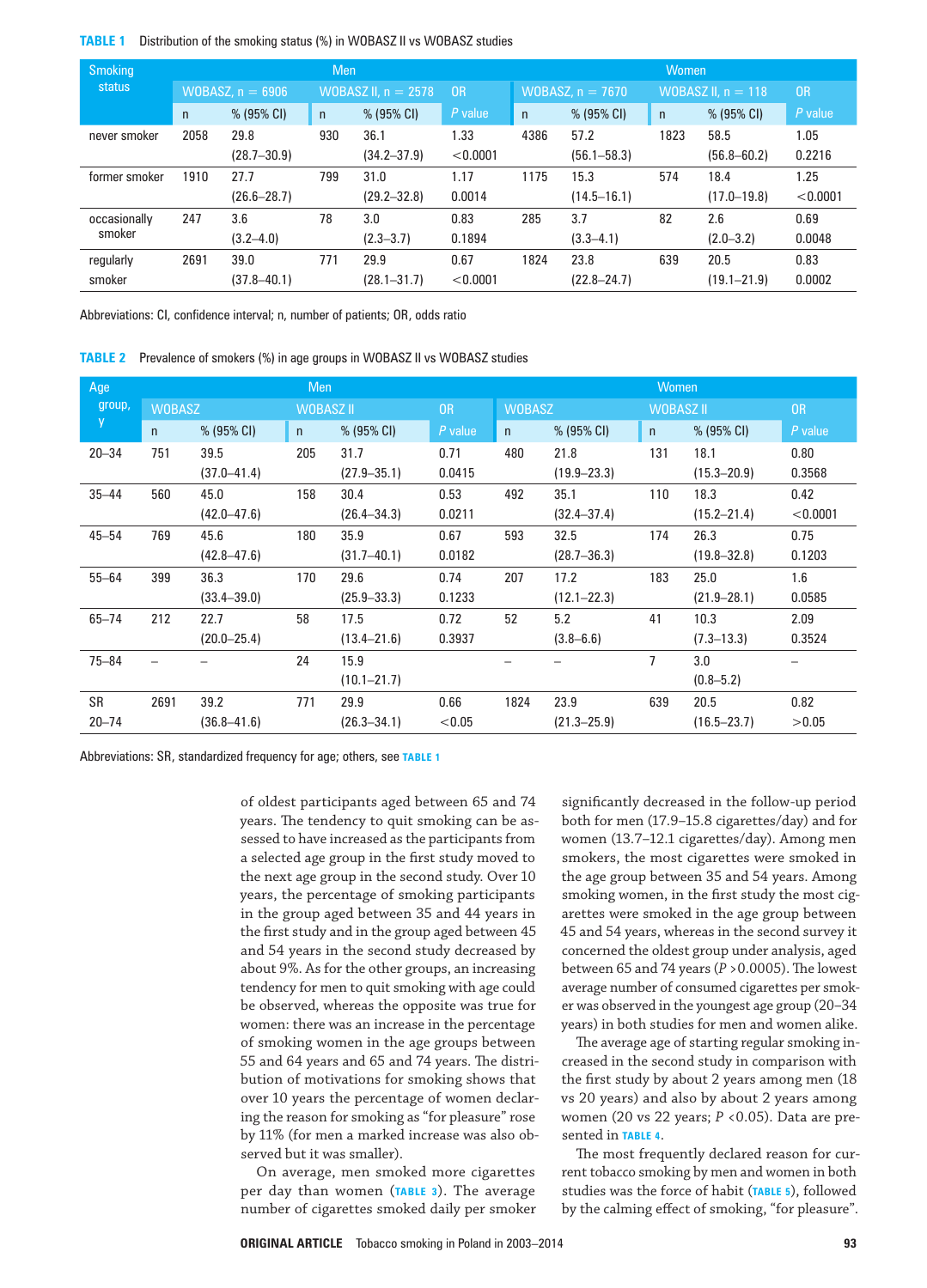**TABLE 1** Distribution of the smoking status (%) in WOBASZ II vs WOBASZ studies

| Smoking status | Men | | | | | | Women | | | | | |
|---|---|---|---|---|---|---|---|---|---|---|---|---|
| | WOBASZ, n = 6906 | | WOBASZ II, n = 2578 | | OR | | WOBASZ, n = 7670 | | WOBASZ II, n = 118 | | OR | |
| | n | % (95% CI) | n | % (95% CI) | | *P* value | n | % (95% CI) | n | % (95% CI) | | *P* value |
| never smoker | 2058 | 29.8 (28.7–30.9) | 930 | 36.1 (34.2–37.9) | 1.33 | <0.0001 | 4386 | 57.2 (56.1–58.3) | 1823 | 58.5 (56.8–60.2) | 1.05 | 0.2216 |
| former smoker | 1910 | 27.7 (26.6–28.7) | 799 | 31.0 (29.2–32.8) | 1.17 | 0.0014 | 1175 | 15.3 (14.5–16.1) | 574 | 18.4 (17.0–19.8) | 1.25 | <0.0001 |
| occasionally smoker | 247 | 3.6 (3.2–4.0) | 78 | 3.0 (2.3–3.7) | 0.83 | 0.1894 | 285 | 3.7 (3.3–4.1) | 82 | 2.6 (2.0–3.2) | 0.69 | 0.0048 |
| regularly smoker | 2691 | 39.0 (37.8–40.1) | 771 | 29.9 (28.1–31.7) | 0.67 | <0.0001 | 1824 | 23.8 (22.8–24.7) | 639 | 20.5 (19.1–21.9) | 0.83 | 0.0002 |

Abbreviations: CI, confidence interval; n, number of patients; OR, odds ratio

**TABLE 2** Prevalence of smokers (%) in age groups in WOBASZ II vs WOBASZ studies

| Age group, y | Men | | | | | | Women | | | | | |
|---|---|---|---|---|---|---|---|---|---|---|---|---|
| | WOBASZ | | WOBASZ II | | OR | | WOBASZ | | WOBASZ II | | OR | |
| | n | % (95% CI) | n | % (95% CI) | | *P* value | n | % (95% CI) | n | % (95% CI) | | *P* value |
| 20–34 | 751 | 39.5 (37.0–41.4) | 205 | 31.7 (27.9–35.1) | 0.71 | 0.0415 | 480 | 21.8 (19.9–23.3) | 131 | 18.1 (15.3–20.9) | 0.80 | 0.3568 |
| 35–44 | 560 | 45.0 (42.0–47.6) | 158 | 30.4 (26.4–34.3) | 0.53 | 0.0211 | 492 | 35.1 (32.4–37.4) | 110 | 18.3 (15.2–21.4) | 0.42 | <0.0001 |
| 45–54 | 769 | 45.6 (42.8–47.6) | 180 | 35.9 (31.7–40.1) | 0.67 | 0.0182 | 593 | 32.5 (28.7–36.3) | 174 | 26.3 (19.8–32.8) | 0.75 | 0.1203 |
| 55–64 | 399 | 36.3 (33.4–39.0) | 170 | 29.6 (25.9–33.3) | 0.74 | 0.1233 | 207 | 17.2 (12.1–22.3) | 183 | 25.0 (21.9–28.1) | 1.6 | 0.0585 |
| 65–74 | 212 | 22.7 (20.0–25.4) | 58 | 17.5 (13.4–21.6) | 0.72 | 0.3937 | 52 | 5.2 (3.8–6.6) | 41 | 10.3 (7.3–13.3) | 2.09 | 0.3524 |
| 75–84 | – | – | 24 | 15.9 (10.1–21.7) | | | – | – | 7 | 3.0 (0.8–5.2) | – | |
| SR 20–74 | 2691 | 39.2 (36.8–41.6) | 771 | 29.9 (26.3–34.1) | 0.66 | <0.05 | 1824 | 23.9 (21.3–25.9) | 639 | 20.5 (16.5–23.7) | 0.82 | >0.05 |

Abbreviations: SR, standardized frequency for age; others, see TABLE 1

of oldest participants aged between 65 and 74 years. The tendency to quit smoking can be assessed to have increased as the participants from a selected age group in the first study moved to the next age group in the second study. Over 10 years, the percentage of smoking participants in the group aged between 35 and 44 years in the first study and in the group aged between 45 and 54 years in the second study decreased by about 9%. As for the other groups, an increasing tendency for men to quit smoking with age could be observed, whereas the opposite was true for women: there was an increase in the percentage of smoking women in the age groups between 55 and 64 years and 65 and 74 years. The distribution of motivations for smoking shows that over 10 years the percentage of women declaring the reason for smoking as "for pleasure" rose by 11% (for men a marked increase was also observed but it was smaller).

On average, men smoked more cigarettes per day than women (TABLE 3). The average number of cigarettes smoked daily per smoker significantly decreased in the follow-up period both for men (17.9–15.8 cigarettes/day) and for women (13.7–12.1 cigarettes/day). Among men smokers, the most cigarettes were smoked in the age group between 35 and 54 years. Among smoking women, in the first study the most cigarettes were smoked in the age group between 45 and 54 years, whereas in the second survey it concerned the oldest group under analysis, aged between 65 and 74 years ($P > 0.0005$). The lowest average number of consumed cigarettes per smoker was observed in the youngest age group (20–34 years) in both studies for men and women alike.

The average age of starting regular smoking increased in the second study in comparison with the first study by about 2 years among men (18 vs 20 years) and also by about 2 years among women (20 vs 22 years; $P < 0.05$). Data are presented in TABLE 4.

The most frequently declared reason for current tobacco smoking by men and women in both studies was the force of habit (TABLE 5), followed by the calming effect of smoking, "for pleasure".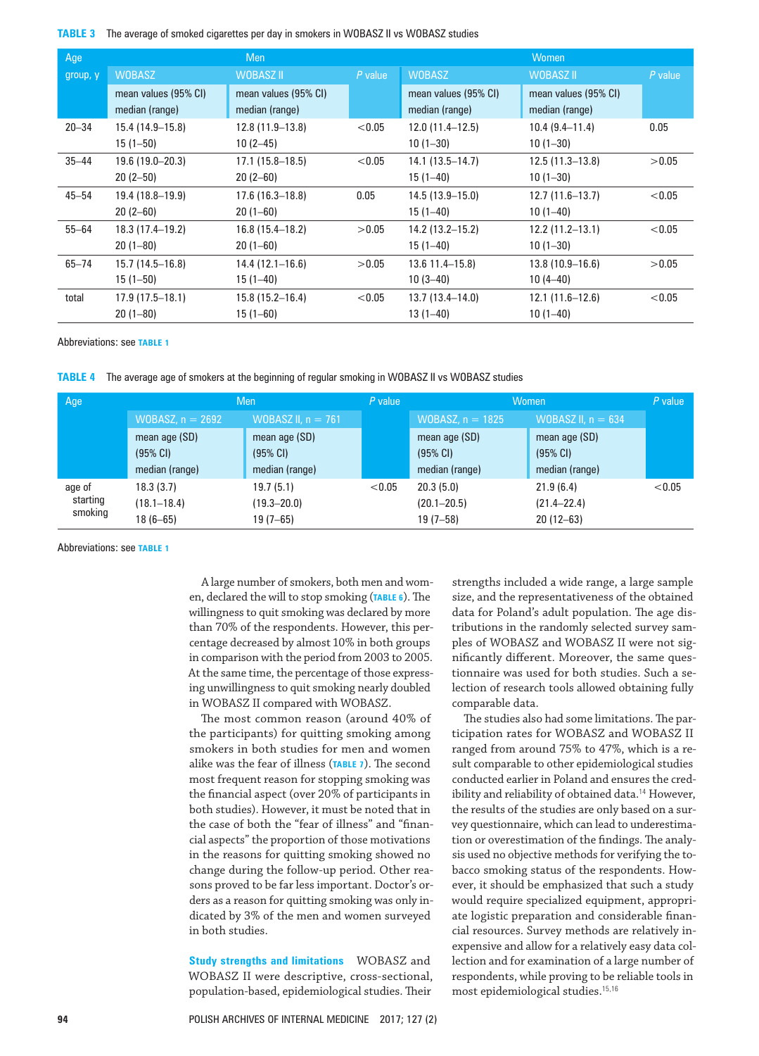**TABLE 3** The average of smoked cigarettes per day in smokers in WOBASZ II vs WOBASZ studies

| Age group, y | Men | | | Women | | |
|---|---|---|---|---|---|---|
| | WOBASZ | WOBASZ II | *P* value | WOBASZ | WOBASZ II | *P* value |
| | mean values (95% CI) median (range) | mean values (95% CI) median (range) | | mean values (95% CI) median (range) | mean values (95% CI) median (range) | |
| 20–34 | 15.4 (14.9–15.8) 15 (1–50) | 12.8 (11.9–13.8) 10 (2–45) | <0.05 | 12.0 (11.4–12.5) 10 (1–30) | 10.4 (9.4–11.4) 10 (1–30) | 0.05 |
| 35–44 | 19.6 (19.0–20.3) 20 (2–50) | 17.1 (15.8–18.5) 20 (2–60) | <0.05 | 14.1 (13.5–14.7) 15 (1–40) | 12.5 (11.3–13.8) 10 (1–30) | >0.05 |
| 45–54 | 19.4 (18.8–19.9) 20 (2–60) | 17.6 (16.3–18.8) 20 (1–60) | 0.05 | 14.5 (13.9–15.0) 15 (1–40) | 12.7 (11.6–13.7) 10 (1–40) | <0.05 |
| 55–64 | 18.3 (17.4–19.2) 20 (1–80) | 16.8 (15.4–18.2) 20 (1–60) | >0.05 | 14.2 (13.2–15.2) 15 (1–40) | 12.2 (11.2–13.1) 10 (1–30) | <0.05 |
| 65–74 | 15.7 (14.5–16.8) 15 (1–50) | 14.4 (12.1–16.6) 15 (1–40) | >0.05 | 13.6 11.4–15.8) 10 (3–40) | 13.8 (10.9–16.6) 10 (4–40) | >0.05 |
| total | 17.9 (17.5–18.1) 20 (1–80) | 15.8 (15.2–16.4) 15 (1–60) | <0.05 | 13.7 (13.4–14.0) 13 (1–40) | 12.1 (11.6–12.6) 10 (1–40) | <0.05 |

Abbreviations: see TABLE 1

**TABLE 4** The average age of smokers at the beginning of regular smoking in WOBASZ II vs WOBASZ studies

| Age | Men | | *P* value | Women | | *P* value |
|---|---|---|---|---|---|---|
| | WOBASZ, n = 2692 | WOBASZ II, n = 761 | | WOBASZ, n = 1825 | WOBASZ II, n = 634 | |
| | mean age (SD) (95% CI) median (range) | mean age (SD) (95% CI) median (range) | | mean age (SD) (95% CI) median (range) | mean age (SD) (95% CI) median (range) | |
| age of starting smoking | 18.3 (3.7) (18.1–18.4) 18 (6–65) | 19.7 (5.1) (19.3–20.0) 19 (7–65) | <0.05 | 20.3 (5.0) (20.1–20.5) 19 (7–58) | 21.9 (6.4) (21.4–22.4) 20 (12–63) | <0.05 |

Abbreviations: see TABLE 1

A large number of smokers, both men and women, declared the will to stop smoking (TABLE 6). The willingness to quit smoking was declared by more than 70% of the respondents. However, this percentage decreased by almost 10% in both groups in comparison with the period from 2003 to 2005. At the same time, the percentage of those expressing unwillingness to quit smoking nearly doubled in WOBASZ II compared with WOBASZ.

The most common reason (around 40% of the participants) for quitting smoking among smokers in both studies for men and women alike was the fear of illness (TABLE 7). The second most frequent reason for stopping smoking was the financial aspect (over 20% of participants in both studies). However, it must be noted that in the case of both the "fear of illness" and "financial aspects" the proportion of those motivations in the reasons for quitting smoking showed no change during the follow-up period. Other reasons proved to be far less important. Doctor's orders as a reason for quitting smoking was only indicated by 3% of the men and women surveyed in both studies.

**Study strengths and limitations** WOBASZ and WOBASZ II were descriptive, cross-sectional, population-based, epidemiological studies. Their strengths included a wide range, a large sample size, and the representativeness of the obtained data for Poland's adult population. The age distributions in the randomly selected survey samples of WOBASZ and WOBASZ II were not significantly different. Moreover, the same questionnaire was used for both studies. Such a selection of research tools allowed obtaining fully comparable data.

The studies also had some limitations. The participation rates for WOBASZ and WOBASZ II ranged from around 75% to 47%, which is a result comparable to other epidemiological studies conducted earlier in Poland and ensures the credibility and reliability of obtained data.[14] However, the results of the studies are only based on a survey questionnaire, which can lead to underestimation or overestimation of the findings. The analysis used no objective methods for verifying the tobacco smoking status of the respondents. However, it should be emphasized that such a study would require specialized equipment, appropriate logistic preparation and considerable financial resources. Survey methods are relatively inexpensive and allow for a relatively easy data collection and for examination of a large number of respondents, while proving to be reliable tools in most epidemiological studies.[15,16]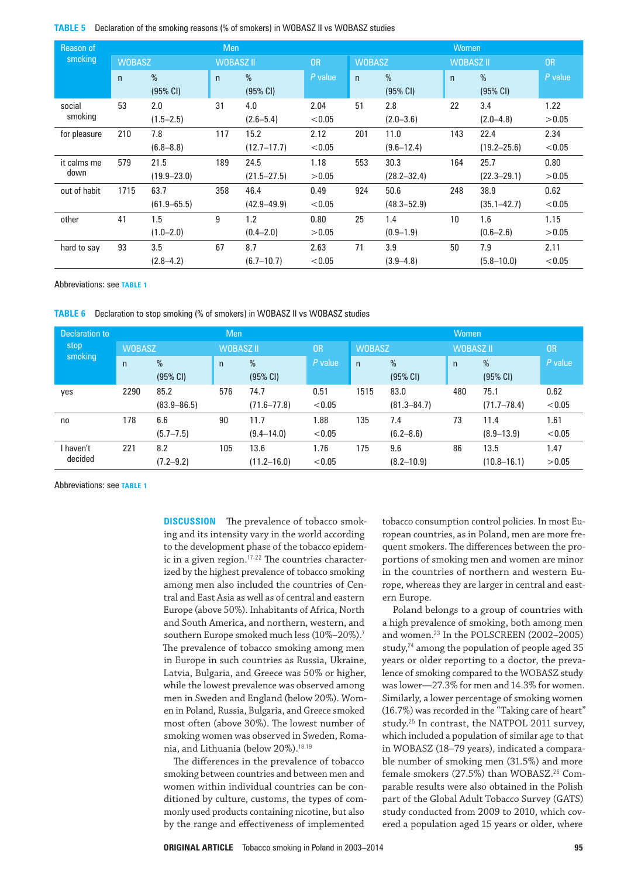**TABLE 5** Declaration of the smoking reasons (% of smokers) in WOBASZ II vs WOBASZ studies

| Reason of smoking | Men | | | | | Women | | | | |
|---|---|---|---|---|---|---|---|---|---|---|
| | WOBASZ | | WOBASZ II | | OR | WOBASZ | | WOBASZ II | | OR |
| | n | % (95% CI) | n | % (95% CI) | P value | n | % (95% CI) | n | % (95% CI) | P value |
| social smoking | 53 | 2.0 (1.5–2.5) | 31 | 4.0 (2.6–5.4) | 2.04 <0.05 | 51 | 2.8 (2.0–3.6) | 22 | 3.4 (2.0–4.8) | 1.22 >0.05 |
| for pleasure | 210 | 7.8 (6.8–8.8) | 117 | 15.2 (12.7–17.7) | 2.12 <0.05 | 201 | 11.0 (9.6–12.4) | 143 | 22.4 (19.2–25.6) | 2.34 <0.05 |
| it calms me down | 579 | 21.5 (19.9–23.0) | 189 | 24.5 (21.5–27.5) | 1.18 >0.05 | 553 | 30.3 (28.2–32.4) | 164 | 25.7 (22.3–29.1) | 0.80 >0.05 |
| out of habit | 1715 | 63.7 (61.9–65.5) | 358 | 46.4 (42.9–49.9) | 0.49 <0.05 | 924 | 50.6 (48.3–52.9) | 248 | 38.9 (35.1–42.7) | 0.62 <0.05 |
| other | 41 | 1.5 (1.0–2.0) | 9 | 1.2 (0.4–2.0) | 0.80 >0.05 | 25 | 1.4 (0.9–1.9) | 10 | 1.6 (0.6–2.6) | 1.15 >0.05 |
| hard to say | 93 | 3.5 (2.8–4.2) | 67 | 8.7 (6.7–10.7) | 2.63 <0.05 | 71 | 3.9 (3.9–4.8) | 50 | 7.9 (5.8–10.0) | 2.11 <0.05 |

Abbreviations: see TABLE 1

**TABLE 6** Declaration to stop smoking (% of smokers) in WOBASZ II vs WOBASZ studies

| Declaration to stop smoking | Men | | | | | Women | | | | |
|---|---|---|---|---|---|---|---|---|---|---|
| | WOBASZ | | WOBASZ II | | OR | WOBASZ | | WOBASZ II | | OR |
| | n | % (95% CI) | n | % (95% CI) | P value | n | % (95% CI) | n | % (95% CI) | P value |
| yes | 2290 | 85.2 (83.9–86.5) | 576 | 74.7 (71.6–77.8) | 0.51 <0.05 | 1515 | 83.0 (81.3–84.7) | 480 | 75.1 (71.7–78.4) | 0.62 <0.05 |
| no | 178 | 6.6 (5.7–7.5) | 90 | 11.7 (9.4–14.0) | 1.88 <0.05 | 135 | 7.4 (6.2–8.6) | 73 | 11.4 (8.9–13.9) | 1.61 <0.05 |
| I haven't decided | 221 | 8.2 (7.2–9.2) | 105 | 13.6 (11.2–16.0) | 1.76 <0.05 | 175 | 9.6 (8.2–10.9) | 86 | 13.5 (10.8–16.1) | 1.47 >0.05 |

Abbreviations: see TABLE 1

**DISCUSSION** The prevalence of tobacco smoking and its intensity vary in the world according to the development phase of the tobacco epidemic in a given region.[17-22] The countries characterized by the highest prevalence of tobacco smoking among men also included the countries of Central and East Asia as well as of central and eastern Europe (above 50%). Inhabitants of Africa, North and South America, and northern, western, and southern Europe smoked much less (10%–20%).[7] The prevalence of tobacco smoking among men in Europe in such countries as Russia, Ukraine, Latvia, Bulgaria, and Greece was 50% or higher, while the lowest prevalence was observed among men in Sweden and England (below 20%). Women in Poland, Russia, Bulgaria, and Greece smoked most often (above 30%). The lowest number of smoking women was observed in Sweden, Romania, and Lithuania (below 20%).[18,19]

The differences in the prevalence of tobacco smoking between countries and between men and women within individual countries can be conditioned by culture, customs, the types of commonly used products containing nicotine, but also by the range and effectiveness of implemented tobacco consumption control policies. In most European countries, as in Poland, men are more frequent smokers. The differences between the proportions of smoking men and women are minor in the countries of northern and western Europe, whereas they are larger in central and eastern Europe.

Poland belongs to a group of countries with a high prevalence of smoking, both among men and women.[23] In the POLSCREEN (2002–2005) study,[24] among the population of people aged 35 years or older reporting to a doctor, the prevalence of smoking compared to the WOBASZ study was lower—27.3% for men and 14.3% for women. Similarly, a lower percentage of smoking women (16.7%) was recorded in the "Taking care of heart" study.[25] In contrast, the NATPOL 2011 survey, which included a population of similar age to that in WOBASZ (18–79 years), indicated a comparable number of smoking men (31.5%) and more female smokers (27.5%) than WOBASZ.[26] Comparable results were also obtained in the Polish part of the Global Adult Tobacco Survey (GATS) study conducted from 2009 to 2010, which covered a population aged 15 years or older, where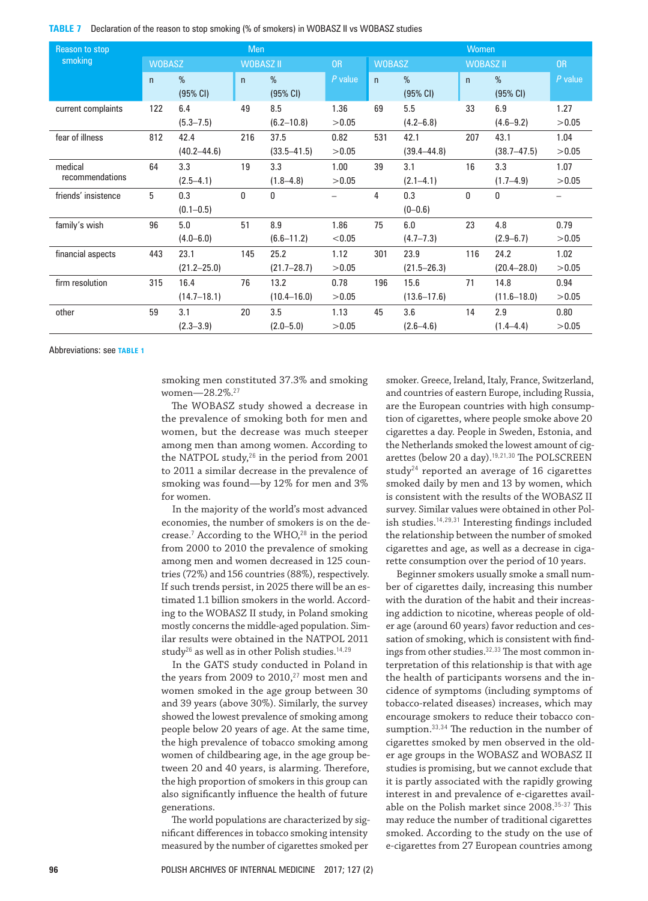**TABLE 7** Declaration of the reason to stop smoking (% of smokers) in WOBASZ II vs WOBASZ studies

| Reason to stop smoking | Men | | | | | Women | | | | |
|---|---|---|---|---|---|---|---|---|---|---|
| | WOBASZ | | WOBASZ II | | OR | WOBASZ | | WOBASZ II | | OR |
| | n | % (95% CI) | n | % (95% CI) | *P* value | n | % (95% CI) | n | % (95% CI) | *P* value |
| current complaints | 122 | 6.4 (5.3–7.5) | 49 | 8.5 (6.2–10.8) | 1.36 >0.05 | 69 | 5.5 (4.2–6.8) | 33 | 6.9 (4.6–9.2) | 1.27 >0.05 |
| fear of illness | 812 | 42.4 (40.2–44.6) | 216 | 37.5 (33.5–41.5) | 0.82 >0.05 | 531 | 42.1 (39.4–44.8) | 207 | 43.1 (38.7–47.5) | 1.04 >0.05 |
| medical recommendations | 64 | 3.3 (2.5–4.1) | 19 | 3.3 (1.8–4.8) | 1.00 >0.05 | 39 | 3.1 (2.1–4.1) | 16 | 3.3 (1.7–4.9) | 1.07 >0.05 |
| friends' insistence | 5 | 0.3 (0.1–0.5) | 0 | 0 | – | 4 | 0.3 (0–0.6) | 0 | 0 | – |
| family's wish | 96 | 5.0 (4.0–6.0) | 51 | 8.9 (6.6–11.2) | 1.86 <0.05 | 75 | 6.0 (4.7–7.3) | 23 | 4.8 (2.9–6.7) | 0.79 >0.05 |
| financial aspects | 443 | 23.1 (21.2–25.0) | 145 | 25.2 (21.7–28.7) | 1.12 >0.05 | 301 | 23.9 (21.5–26.3) | 116 | 24.2 (20.4–28.0) | 1.02 >0.05 |
| firm resolution | 315 | 16.4 (14.7–18.1) | 76 | 13.2 (10.4–16.0) | 0.78 >0.05 | 196 | 15.6 (13.6–17.6) | 71 | 14.8 (11.6–18.0) | 0.94 >0.05 |
| other | 59 | 3.1 (2.3–3.9) | 20 | 3.5 (2.0–5.0) | 1.13 >0.05 | 45 | 3.6 (2.6–4.6) | 14 | 2.9 (1.4–4.4) | 0.80 >0.05 |

Abbreviations: see TABLE 1

smoking men constituted 37.3% and smoking women—28.2%.[27]

The WOBASZ study showed a decrease in the prevalence of smoking both for men and women, but the decrease was much steeper among men than among women. According to the NATPOL study,[26] in the period from 2001 to 2011 a similar decrease in the prevalence of smoking was found—by 12% for men and 3% for women.

In the majority of the world's most advanced economies, the number of smokers is on the decrease.[7] According to the WHO,[28] in the period from 2000 to 2010 the prevalence of smoking among men and women decreased in 125 countries (72%) and 156 countries (88%), respectively. If such trends persist, in 2025 there will be an estimated 1.1 billion smokers in the world. According to the WOBASZ II study, in Poland smoking mostly concerns the middle-aged population. Similar results were obtained in the NATPOL 2011 study[26] as well as in other Polish studies.[14,29]

In the GATS study conducted in Poland in the years from 2009 to 2010,[27] most men and women smoked in the age group between 30 and 39 years (above 30%). Similarly, the survey showed the lowest prevalence of smoking among people below 20 years of age. At the same time, the high prevalence of tobacco smoking among women of childbearing age, in the age group between 20 and 40 years, is alarming. Therefore, the high proportion of smokers in this group can also significantly influence the health of future generations.

The world populations are characterized by significant differences in tobacco smoking intensity measured by the number of cigarettes smoked per smoker. Greece, Ireland, Italy, France, Switzerland, and countries of eastern Europe, including Russia, are the European countries with high consumption of cigarettes, where people smoke above 20 cigarettes a day. People in Sweden, Estonia, and the Netherlands smoked the lowest amount of cigarettes (below 20 a day).[19,21,30] The POLSCREEN study[24] reported an average of 16 cigarettes smoked daily by men and 13 by women, which is consistent with the results of the WOBASZ II survey. Similar values were obtained in other Polish studies.[14,29,31] Interesting findings included the relationship between the number of smoked cigarettes and age, as well as a decrease in cigarette consumption over the period of 10 years.

Beginner smokers usually smoke a small number of cigarettes daily, increasing this number with the duration of the habit and their increasing addiction to nicotine, whereas people of older age (around 60 years) favor reduction and cessation of smoking, which is consistent with findings from other studies.[32,33] The most common interpretation of this relationship is that with age the health of participants worsens and the incidence of symptoms (including symptoms of tobacco-related diseases) increases, which may encourage smokers to reduce their tobacco consumption.[33,34] The reduction in the number of cigarettes smoked by men observed in the older age groups in the WOBASZ and WOBASZ II studies is promising, but we cannot exclude that it is partly associated with the rapidly growing interest in and prevalence of e-cigarettes available on the Polish market since 2008.[35-37] This may reduce the number of traditional cigarettes smoked. According to the study on the use of e-cigarettes from 27 European countries among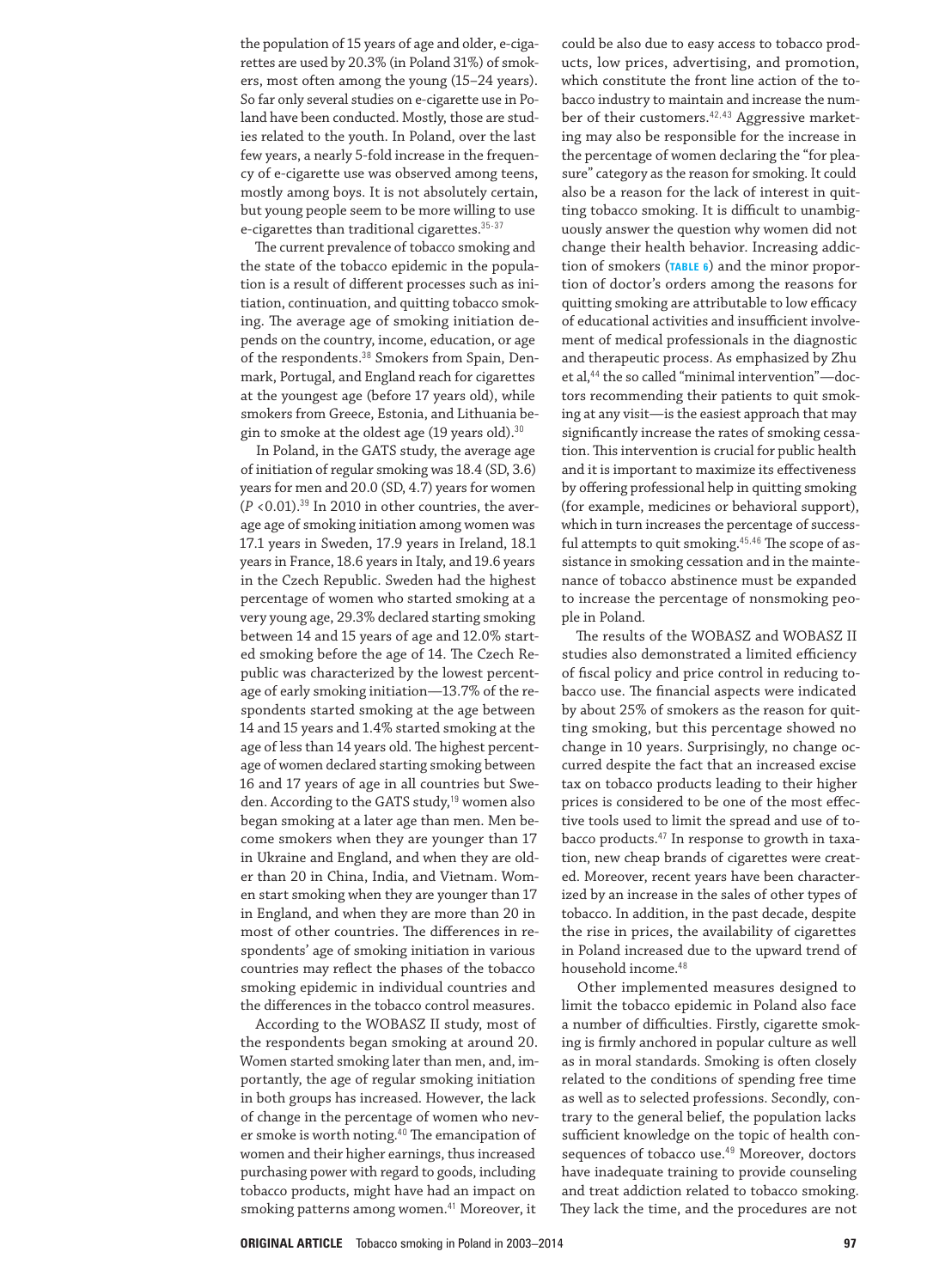the population of 15 years of age and older, e-cigarettes are used by 20.3% (in Poland 31%) of smokers, most often among the young (15–24 years). So far only several studies on e-cigarette use in Poland have been conducted. Mostly, those are studies related to the youth. In Poland, over the last few years, a nearly 5-fold increase in the frequency of e-cigarette use was observed among teens, mostly among boys. It is not absolutely certain, but young people seem to be more willing to use e-cigarettes than traditional cigarettes.[35-37]

The current prevalence of tobacco smoking and the state of the tobacco epidemic in the population is a result of different processes such as initiation, continuation, and quitting tobacco smoking. The average age of smoking initiation depends on the country, income, education, or age of the respondents.[38] Smokers from Spain, Denmark, Portugal, and England reach for cigarettes at the youngest age (before 17 years old), while smokers from Greece, Estonia, and Lithuania begin to smoke at the oldest age (19 years old).[30]

In Poland, in the GATS study, the average age of initiation of regular smoking was 18.4 (SD, 3.6) years for men and 20.0 (SD, 4.7) years for women ($P < 0.01$).[39] In 2010 in other countries, the average age of smoking initiation among women was 17.1 years in Sweden, 17.9 years in Ireland, 18.1 years in France, 18.6 years in Italy, and 19.6 years in the Czech Republic. Sweden had the highest percentage of women who started smoking at a very young age, 29.3% declared starting smoking between 14 and 15 years of age and 12.0% started smoking before the age of 14. The Czech Republic was characterized by the lowest percentage of early smoking initiation—13.7% of the respondents started smoking at the age between 14 and 15 years and 1.4% started smoking at the age of less than 14 years old. The highest percentage of women declared starting smoking between 16 and 17 years of age in all countries but Sweden. According to the GATS study,[19] women also began smoking at a later age than men. Men become smokers when they are younger than 17 in Ukraine and England, and when they are older than 20 in China, India, and Vietnam. Women start smoking when they are younger than 17 in England, and when they are more than 20 in most of other countries. The differences in respondents' age of smoking initiation in various countries may reflect the phases of the tobacco smoking epidemic in individual countries and the differences in the tobacco control measures.

According to the WOBASZ II study, most of the respondents began smoking at around 20. Women started smoking later than men, and, importantly, the age of regular smoking initiation in both groups has increased. However, the lack of change in the percentage of women who never smoke is worth noting.[40] The emancipation of women and their higher earnings, thus increased purchasing power with regard to goods, including tobacco products, might have had an impact on smoking patterns among women.[41] Moreover, it could be also due to easy access to tobacco products, low prices, advertising, and promotion, which constitute the front line action of the tobacco industry to maintain and increase the number of their customers.[42,43] Aggressive marketing may also be responsible for the increase in the percentage of women declaring the "for pleasure" category as the reason for smoking. It could also be a reason for the lack of interest in quitting tobacco smoking. It is difficult to unambiguously answer the question why women did not change their health behavior. Increasing addiction of smokers (**Table 6**) and the minor proportion of doctor's orders among the reasons for quitting smoking are attributable to low efficacy of educational activities and insufficient involvement of medical professionals in the diagnostic and therapeutic process. As emphasized by Zhu et al,[44] the so called "minimal intervention"—doctors recommending their patients to quit smoking at any visit—is the easiest approach that may significantly increase the rates of smoking cessation. This intervention is crucial for public health and it is important to maximize its effectiveness by offering professional help in quitting smoking (for example, medicines or behavioral support), which in turn increases the percentage of successful attempts to quit smoking.[45,46] The scope of assistance in smoking cessation and in the maintenance of tobacco abstinence must be expanded to increase the percentage of nonsmoking people in Poland.

The results of the WOBASZ and WOBASZ II studies also demonstrated a limited efficiency of fiscal policy and price control in reducing tobacco use. The financial aspects were indicated by about 25% of smokers as the reason for quitting smoking, but this percentage showed no change in 10 years. Surprisingly, no change occurred despite the fact that an increased excise tax on tobacco products leading to their higher prices is considered to be one of the most effective tools used to limit the spread and use of tobacco products.[47] In response to growth in taxation, new cheap brands of cigarettes were created. Moreover, recent years have been characterized by an increase in the sales of other types of tobacco. In addition, in the past decade, despite the rise in prices, the availability of cigarettes in Poland increased due to the upward trend of household income.[48]

Other implemented measures designed to limit the tobacco epidemic in Poland also face a number of difficulties. Firstly, cigarette smoking is firmly anchored in popular culture as well as in moral standards. Smoking is often closely related to the conditions of spending free time as well as to selected professions. Secondly, contrary to the general belief, the population lacks sufficient knowledge on the topic of health consequences of tobacco use.[49] Moreover, doctors have inadequate training to provide counseling and treat addiction related to tobacco smoking. They lack the time, and the procedures are not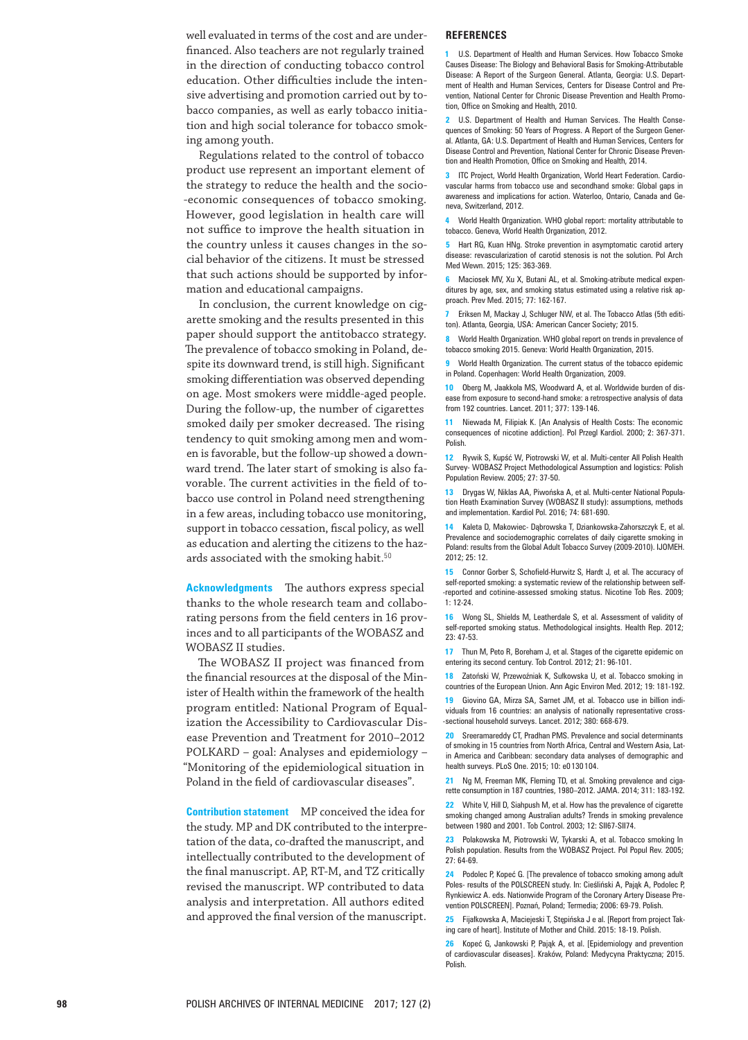well evaluated in terms of the cost and are underfinanced. Also teachers are not regularly trained in the direction of conducting tobacco control education. Other difficulties include the intensive advertising and promotion carried out by tobacco companies, as well as early tobacco initiation and high social tolerance for tobacco smoking among youth.

Regulations related to the control of tobacco product use represent an important element of the strategy to reduce the health and the socio-economic consequences of tobacco smoking. However, good legislation in health care will not suffice to improve the health situation in the country unless it causes changes in the social behavior of the citizens. It must be stressed that such actions should be supported by information and educational campaigns.

In conclusion, the current knowledge on cigarette smoking and the results presented in this paper should support the antitobacco strategy. The prevalence of tobacco smoking in Poland, despite its downward trend, is still high. Significant smoking differentiation was observed depending on age. Most smokers were middle-aged people. During the follow-up, the number of cigarettes smoked daily per smoker decreased. The rising tendency to quit smoking among men and women is favorable, but the follow-up showed a downward trend. The later start of smoking is also favorable. The current activities in the field of tobacco use control in Poland need strengthening in a few areas, including tobacco use monitoring, support in tobacco cessation, fiscal policy, as well as education and alerting the citizens to the hazards associated with the smoking habit.[50]

**Acknowledgments** The authors express special thanks to the whole research team and collaborating persons from the field centers in 16 provinces and to all participants of the WOBASZ and WOBASZ II studies.

The WOBASZ II project was financed from the financial resources at the disposal of the Minister of Health within the framework of the health program entitled: National Program of Equalization the Accessibility to Cardiovascular Disease Prevention and Treatment for 2010–2012 POLKARD – goal: Analyses and epidemiology – "Monitoring of the epidemiological situation in Poland in the field of cardiovascular diseases".

**Contribution statement** MP conceived the idea for the study. MP and DK contributed to the interpretation of the data, co-drafted the manuscript, and intellectually contributed to the development of the final manuscript. AP, RT-M, and TZ critically revised the manuscript. WP contributed to data analysis and interpretation. All authors edited and approved the final version of the manuscript.

## REFERENCES

1 U.S. Department of Health and Human Services. How Tobacco Smoke Causes Disease: The Biology and Behavioral Basis for Smoking-Attributable Disease: A Report of the Surgeon General. Atlanta, Georgia: U.S. Department of Health and Human Services, Centers for Disease Control and Prevention, National Center for Chronic Disease Prevention and Health Promotion, Office on Smoking and Health, 2010.

2 U.S. Department of Health and Human Services. The Health Consequences of Smoking: 50 Years of Progress. A Report of the Surgeon General. Atlanta, GA: U.S. Department of Health and Human Services, Centers for Disease Control and Prevention, National Center for Chronic Disease Prevention and Health Promotion, Office on Smoking and Health, 2014.

3 ITC Project, World Health Organization, World Heart Federation. Cardiovascular harms from tobacco use and secondhand smoke: Global gaps in awareness and implications for action. Waterloo, Ontario, Canada and Geneva, Switzerland, 2012.

4 World Health Organization. WHO global report: mortality attributable to tobacco. Geneva, World Health Organization, 2012.

5 Hart RG, Kuan HNg. Stroke prevention in asymptomatic carotid artery disease: revascularization of carotid stenosis is not the solution. Pol Arch Med Wewn. 2015; 125: 363-369.

6 Maciosek MV, Xu X, Butani AL, et al. Smoking-atribute medical expenditures by age, sex, and smoking status estimated using a relative risk approach. Prev Med. 2015; 77: 162-167.

7 Eriksen M, Mackay J, Schluger NW, et al. The Tobacco Atlas (5th edititon). Atlanta, Georgia, USA: American Cancer Society; 2015.

8 World Health Organization. WHO global report on trends in prevalence of tobacco smoking 2015. Geneva: World Health Organization, 2015.

9 World Health Organization. The current status of the tobacco epidemic in Poland. Copenhagen: World Health Organization, 2009.

10 Oberg M, Jaakkola MS, Woodward A, et al. Worldwide burden of disease from exposure to second-hand smoke: a retrospective analysis of data from 192 countries. Lancet. 2011; 377: 139-146.

11 Niewada M, Filipiak K. [An Analysis of Health Costs: The economic consequences of nicotine addiction]. Pol Przegl Kardiol. 2000; 2: 367-371. Polish.

12 Rywik S, Kupść W, Piotrowski W, et al. Multi-center All Polish Health Survey- WOBASZ Project Methodological Assumption and logistics: Polish Population Review. 2005; 27: 37-50.

13 Drygas W, Niklas AA, Piwońska A, et al. Multi-center National Population Heath Examination Survey (WOBASZ II study): assumptions, methods and implementation. Kardiol Pol. 2016; 74: 681-690.

14 Kaleta D, Makowiec- Dąbrowska T, Dziankowska-Zahorszczyk E, et al. Prevalence and sociodemographic correlates of daily cigarette smoking in Poland: results from the Global Adult Tobacco Survey (2009-2010). IJOMEH. 2012; 25: 12.

15 Connor Gorber S, Schofield-Hurwitz S, Hardt J, et al. The accuracy of self-reported smoking: a systematic review of the relationship between self-reported and cotinine-assessed smoking status. Nicotine Tob Res. 2009; 1: 12-24.

16 Wong SL, Shields M, Leatherdale S, et al. Assessment of validity of self-reported smoking status. Methodological insights. Health Rep. 2012; 23: 47-53.

17 Thun M, Peto R, Boreham J, et al. Stages of the cigarette epidemic on entering its second century. Tob Control. 2012; 21: 96-101.

18 Zatoński W, Przewoźniak K, Sułkowska U, et al. Tobacco smoking in countries of the European Union. Ann Agic Environ Med. 2012; 19: 181-192.

19 Giovino GA, Mirza SA, Sarnet JM, et al. Tobacco use in billion individuals from 16 countries: an analysis of nationally representative cross-sectional household surveys. Lancet. 2012; 380: 668-679.

20 Sreeramareddy CT, Pradhan PMS. Prevalence and social determinants of smoking in 15 countries from North Africa, Central and Western Asia, Latin America and Caribbean: secondary data analyses of demographic and health surveys. PLoS One. 2015; 10: e0130104.

21 Ng M, Freeman MK, Fleming TD, et al. Smoking prevalence and cigarette consumption in 187 countries, 1980–2012. JAMA. 2014; 311: 183-192.

22 White V, Hill D, Siahpush M, et al. How has the prevalence of cigarette smoking changed among Australian adults? Trends in smoking prevalence between 1980 and 2001. Tob Control. 2003; 12: SII67-SII74.

23 Polakowska M, Piotrowski W, Tykarski A, et al. Tobacco smoking In Polish population. Results from the WOBASZ Project. Pol Popul Rev. 2005; 27: 64-69.

24 Podolec P, Kopeć G. [The prevalence of tobacco smoking among adult Poles- results of the POLSCREEN study. In: Cieśliński A, Pająk A, Podolec P, Rynkiewicz A. eds. Nationwide Program of the Coronary Artery Disease Prevention POLSCREEN]. Poznań, Poland; Termedia; 2006: 69-79. Polish.

25 Fijałkowska A, Maciejeski T, Stępińska J e al. [Report from project Taking care of heart]. Institute of Mother and Child. 2015: 18-19. Polish.

26 Kopeć G, Jankowski P, Pająk A, et al. [Epidemiology and prevention of cardiovascular diseases]. Kraków, Poland: Medycyna Praktyczna; 2015. Polish.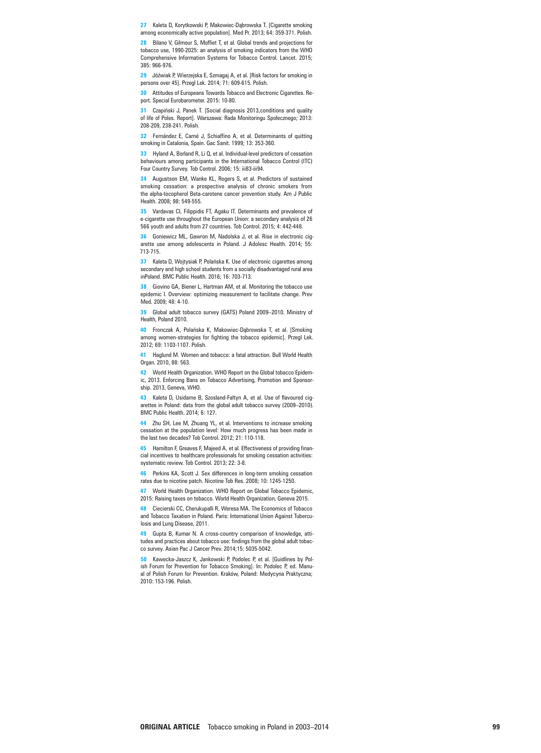27 Kaleta D, Korytkowski P, Makowiec-Dąbrowska T. [Cigarette smoking among economically active population]. Med Pr. 2013; 64: 359-371. Polish.

28 Bilano V, Gilmour S, Moffiet T, et al. Global trends and projections for tobacco use, 1990-2025: an analysis of smoking indicators from the WHO Comprehensive Information Systems for Tobacco Control. Lancet. 2015; 385: 966-976.

29 Jóźwiak P, Wierzejska E, Szmagaj A, et al. [Risk factors for smoking in persons over 45]. Przegl Lek. 2014; 71: 609-615. Polish.

30 Attitudes of Europeans Towards Tobacco and Electronic Cigarettes. Report. Special Eurobarometer. 2015: 10-80.

31 Czapiński J, Panek T. [Social diagnosis 2013,conditions and quality of life of Poles. Report]. Warszawa: Rada Monitoringu Społecznego; 2013: 208-209, 238-241. Polish.

32 Fernández E, Carné J, Schiaffino A, et al. Determinants of quitting smoking in Catalonia, Spain. Gac Sanit. 1999; 13: 353-360.

33 Hyland A, Borland R, Li Q, et al. Individual-level predictors of cessation behaviours among participants in the International Tobacco Control (ITC) Four Country Survey. Tob Control. 2006; 15: iii83-iii94.

34 Augustson EM, Wanke KL, Rogers S, et al. Predictors of sustained smoking cessation: a prospective analysis of chronic smokers from the alpha-tocopherol Beta-carotene cancer prevention study. Am J Public Health. 2008; 98: 549-555.

35 Vardavas CI, Filippidis FT, Agaku IT. Determinants and prevalence of e-cigarette use throughout the European Union: a secondary analysis of 26 566 youth and adults from 27 countries. Tob Control. 2015; 4: 442-448.

36 Goniewicz ML, Gawron M, Nadolska J, et al. Rise in electronic cigarette use among adolescents in Poland. J Adolesc Health. 2014; 55: 713-715.

37 Kaleta D, Wojtysiak P, Polańska K. Use of electronic cigarettes among secondary and high school students from a socially disadvantaged rural area inPoland. BMC Public Health. 2016; 16: 703-713.

38 Giovino GA, Biener L, Hartman AM, et al. Monitoring the tobacco use epidemic I. Overview: optimizing measurement to facilitate change. Prev Med. 2009; 48: 4-10.

39 Global adult tobacco survey (GATS) Poland 2009–2010. Ministry of Health, Poland 2010.

40 Fronczak A, Polańska K, Makowiec-Dąbrowska T, et al. [Smoking among women-strategies for fighting the tobacco epidemic]. Przegl Lek. 2012; 69: 1103-1107. Polish.

41 Haglund M. Women and tobacco: a fatal attraction. Bull World Health Organ. 2010, 88: 563.

42 World Health Organization. WHO Report on the Global tobacco Epidemic, 2013. Enforcing Bans on Tobacco Advertising, Promotion and Sponsorship. 2013, Geneva, WHO.

43 Kaleta D, Usidame B, Szosland-Fałtyn A, et al. Use of flavoured cigarettes in Poland: data from the global adult tobacco survey (2009–2010). BMC Public Health. 2014; 6: 127.

44 Zhu SH, Lee M, Zhuang YL, et al. Interventions to increase smoking cessation at the population level: How much progress has been made in the last two decades? Tob Control. 2012; 21: 110-118.

45 Hamilton F, Greaves F, Majeed A, et al. Effectiveness of providing financial incentives to healthcare professionals for smoking cessation activities: systematic review. Tob Control. 2013; 22: 3-8.

46 Perkins KA, Scott J. Sex differences in long-term smoking cessation rates due to nicotine patch. Nicotine Tob Res. 2008; 10: 1245-1250.

47 World Health Organization. WHO Report on Global Tobacco Epidemic, 2015: Raising taxes on tobacco. World Health Organization, Geneva 2015.

48 Ciecierski CC, Cherukupalli R, Weresa MA. The Economics of Tobacco and Tobacco Taxation in Poland. Paris: International Union Against Tuberculosis and Lung Disease, 2011.

49 Gupta B, Kumar N. A cross-country comparison of knowledge, attitudes and practices about tobacco use: findings from the global adult tobacco survey. Asian Pac J Cancer Prev. 2014;15: 5035-5042.

50 Kawecka-Jaszcz K, Jankowski P, Podolec P, et al. [Guidlines by Polish Forum for Prevention for Tobacco Smoking]. In: Podolec P, ed. Manual of Polish Forum for Prevention. Kraków, Poland: Medycyna Praktyczna; 2010: 153-196. Polish.